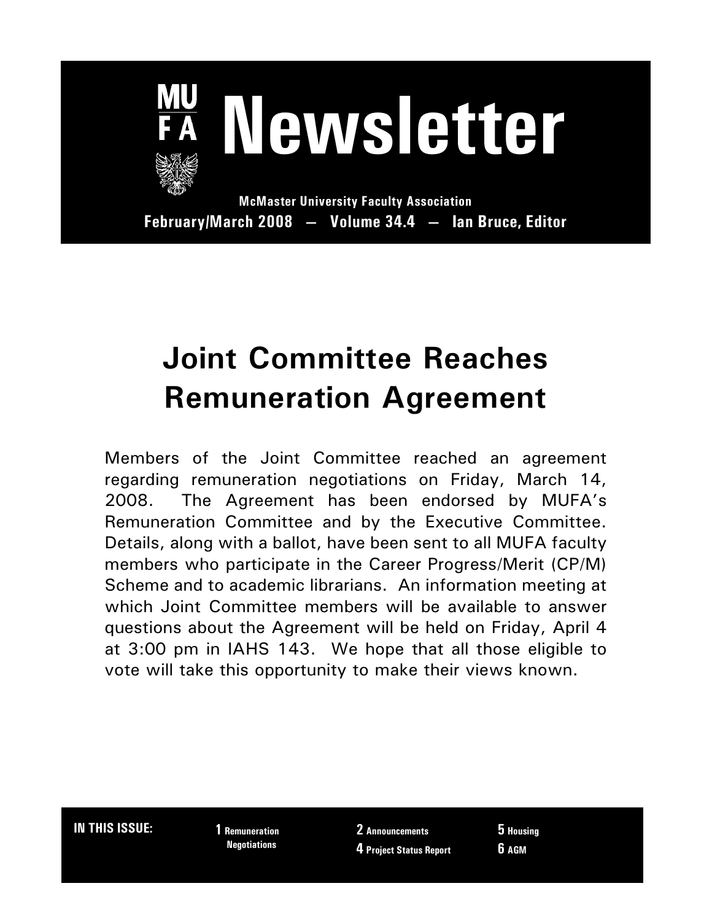# MUFA Newsletter

**McMaster University Faculty Association**

**February/March 2008 — Volume 34.4 — Ian Bruce, Editor**

## Joint Committee Reaches Remuneration Agreement

Members of the Joint Committee reached an agreement regarding remuneration negotiations on Friday, March 14, 2008. The Agreement has been endorsed by MUFA's Remuneration Committee and by the Executive Committee. Details, along with a ballot, have been sent to all MUFA faculty members who participate in the Career Progress/Merit (CP/M) Scheme and to academic librarians. An information meeting at which Joint Committee members will be available to answer questions about the Agreement will be held on Friday, April 4 at 3:00 pm in IAHS 143. We hope that all those eligible to vote will take this opportunity to make their views known.

**IN THIS ISSUE:**

- **1** Remuneration Negotiations
- **2** Announcements
- **4** Project Status Report
- **5** Housing
- **6** AGM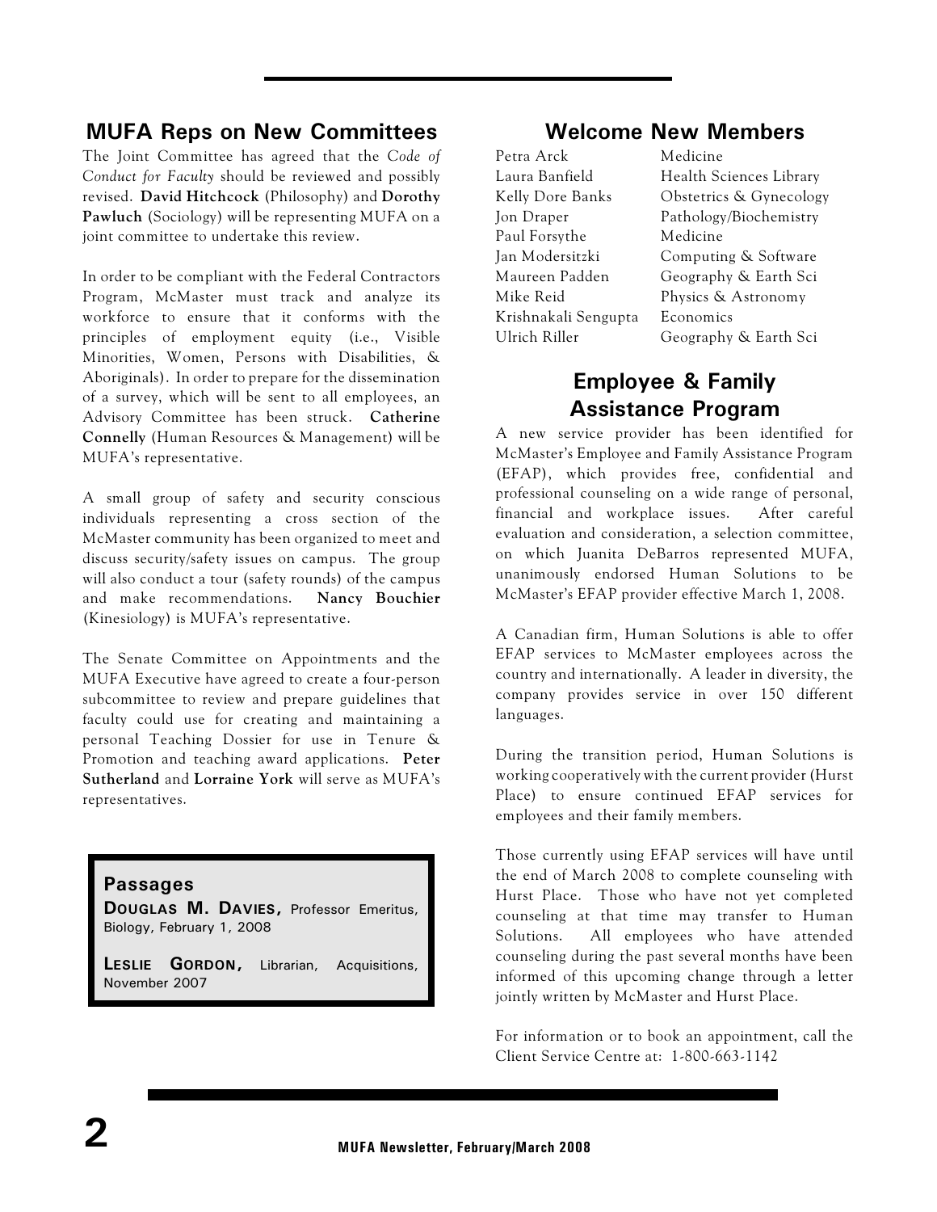## MUFA Reps on New Committees

The Joint Committee has agreed that the *Code of Conduct for Faculty* should be reviewed and possibly revised. **David Hitchcock** (Philosophy) and **Dorothy Pawluch** (Sociology) will be representing MUFA on a joint committee to undertake this review.

In order to be compliant with the Federal Contractors Program, McMaster must track and analyze its workforce to ensure that it conforms with the principles of employment equity (i.e., Visible Minorities, Women, Persons with Disabilities, & Aboriginals). In order to prepare for the dissemination of a survey, which will be sent to all employees, an Advisory Committee has been struck. **Catherine Connelly** (Human Resources & Management) will be MUFA's representative.

A small group of safety and security conscious individuals representing a cross section of the McMaster community has been organized to meet and discuss security/safety issues on campus. The group will also conduct a tour (safety rounds) of the campus and make recommendations. **Nancy Bouchier** (Kinesiology) is MUFA's representative.

The Senate Committee on Appointments and the MUFA Executive have agreed to create a four-person subcommittee to review and prepare guidelines that faculty could use for creating and maintaining a personal Teaching Dossier for use in Tenure & Promotion and teaching award applications. **Peter Sutherland** and **Lorraine York** will serve as MUFA's representatives.

### Passages

**Douglas M. Davies,** Professor Emeritus, Biology, February 1, 2008

**Leslie Gordon,** Librarian, Acquisitions, November 2007

## Welcome New Members

| | |
|---|---|
| Petra Arck | Medicine |
| Laura Banfield | Health Sciences Library |
| Kelly Dore Banks | Obstetrics & Gynecology |
| Jon Draper | Pathology/Biochemistry |
| Paul Forsythe | Medicine |
| Jan Modersitzki | Computing & Software |
| Maureen Padden | Geography & Earth Sci |
| Mike Reid | Physics & Astronomy |
| Krishnakali Sengupta | Economics |
| Ulrich Riller | Geography & Earth Sci |

## Employee & Family Assistance Program

A new service provider has been identified for McMaster's Employee and Family Assistance Program (EFAP), which provides free, confidential and professional counseling on a wide range of personal, financial and workplace issues. After careful evaluation and consideration, a selection committee, on which Juanita DeBarros represented MUFA, unanimously endorsed Human Solutions to be McMaster's EFAP provider effective March 1, 2008.

A Canadian firm, Human Solutions is able to offer EFAP services to McMaster employees across the country and internationally. A leader in diversity, the company provides service in over 150 different languages.

During the transition period, Human Solutions is working cooperatively with the current provider (Hurst Place) to ensure continued EFAP services for employees and their family members.

Those currently using EFAP services will have until the end of March 2008 to complete counseling with Hurst Place. Those who have not yet completed counseling at that time may transfer to Human Solutions. All employees who have attended counseling during the past several months have been informed of this upcoming change through a letter jointly written by McMaster and Hurst Place.

For information or to book an appointment, call the Client Service Centre at: 1-800-663-1142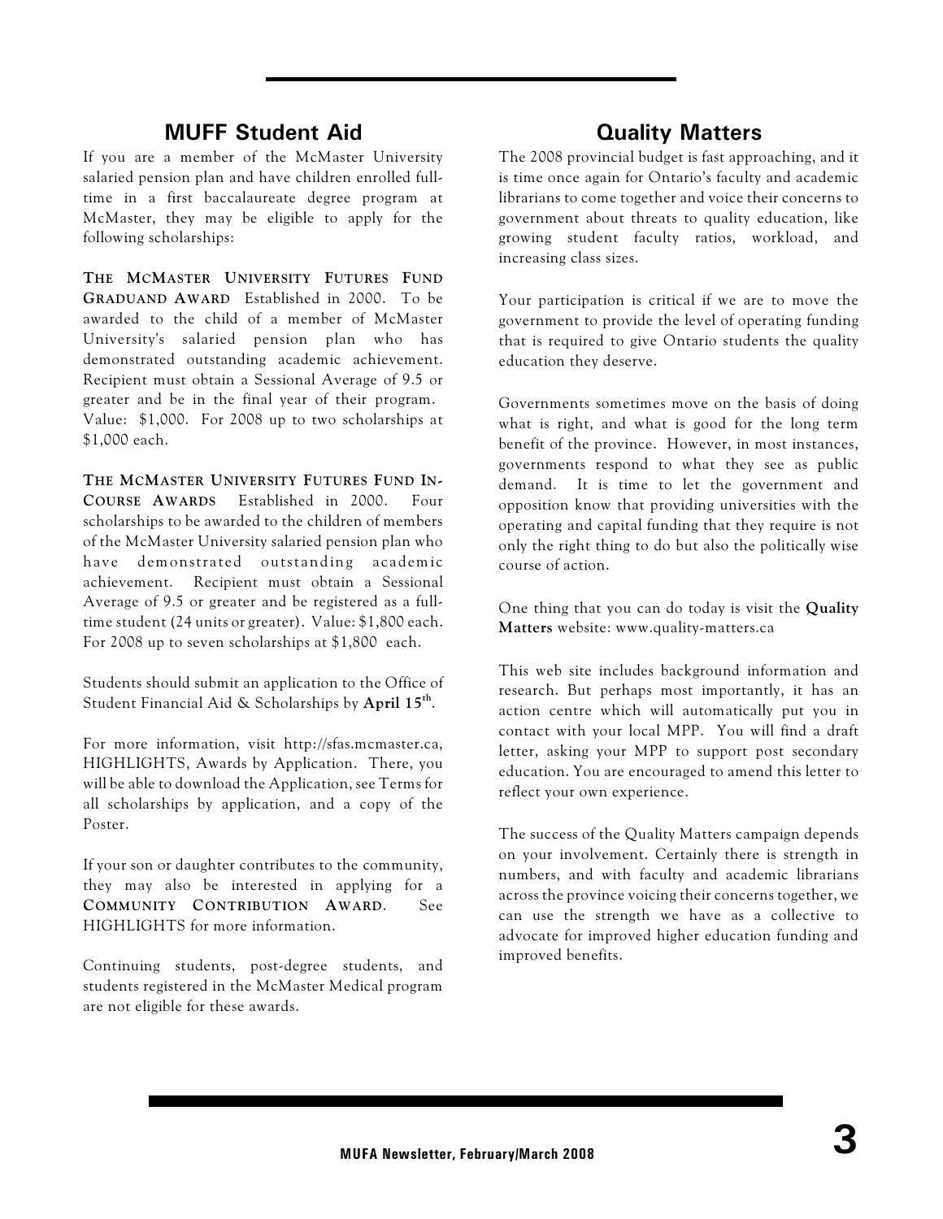## MUFF Student Aid

If you are a member of the McMaster University salaried pension plan and have children enrolled full-time in a first baccalaureate degree program at McMaster, they may be eligible to apply for the following scholarships:

**THE MCMASTER UNIVERSITY FUTURES FUND GRADUAND AWARD** Established in 2000. To be awarded to the child of a member of McMaster University's salaried pension plan who has demonstrated outstanding academic achievement. Recipient must obtain a Sessional Average of 9.5 or greater and be in the final year of their program. Value: $1,000. For 2008 up to two scholarships at $1,000 each.

**THE MCMASTER UNIVERSITY FUTURES FUND IN-COURSE AWARDS** Established in 2000. Four scholarships to be awarded to the children of members of the McMaster University salaried pension plan who have demonstrated outstanding academic achievement. Recipient must obtain a Sessional Average of 9.5 or greater and be registered as a full-time student (24 units or greater). Value: $1,800 each. For 2008 up to seven scholarships at $1,800 each.

Students should submit an application to the Office of Student Financial Aid & Scholarships by **April 15th**.

For more information, visit http://sfas.mcmaster.ca, HIGHLIGHTS, Awards by Application. There, you will be able to download the Application, see Terms for all scholarships by application, and a copy of the Poster.

If your son or daughter contributes to the community, they may also be interested in applying for a **COMMUNITY CONTRIBUTION AWARD**. See HIGHLIGHTS for more information.

Continuing students, post-degree students, and students registered in the McMaster Medical program are not eligible for these awards.

## Quality Matters

The 2008 provincial budget is fast approaching, and it is time once again for Ontario's faculty and academic librarians to come together and voice their concerns to government about threats to quality education, like growing student faculty ratios, workload, and increasing class sizes.

Your participation is critical if we are to move the government to provide the level of operating funding that is required to give Ontario students the quality education they deserve.

Governments sometimes move on the basis of doing what is right, and what is good for the long term benefit of the province. However, in most instances, governments respond to what they see as public demand. It is time to let the government and opposition know that providing universities with the operating and capital funding that they require is not only the right thing to do but also the politically wise course of action.

One thing that you can do today is visit the **Quality Matters** website: www.quality-matters.ca

This web site includes background information and research. But perhaps most importantly, it has an action centre which will automatically put you in contact with your local MPP. You will find a draft letter, asking your MPP to support post secondary education. You are encouraged to amend this letter to reflect your own experience.

The success of the Quality Matters campaign depends on your involvement. Certainly there is strength in numbers, and with faculty and academic librarians across the province voicing their concerns together, we can use the strength we have as a collective to advocate for improved higher education funding and improved benefits.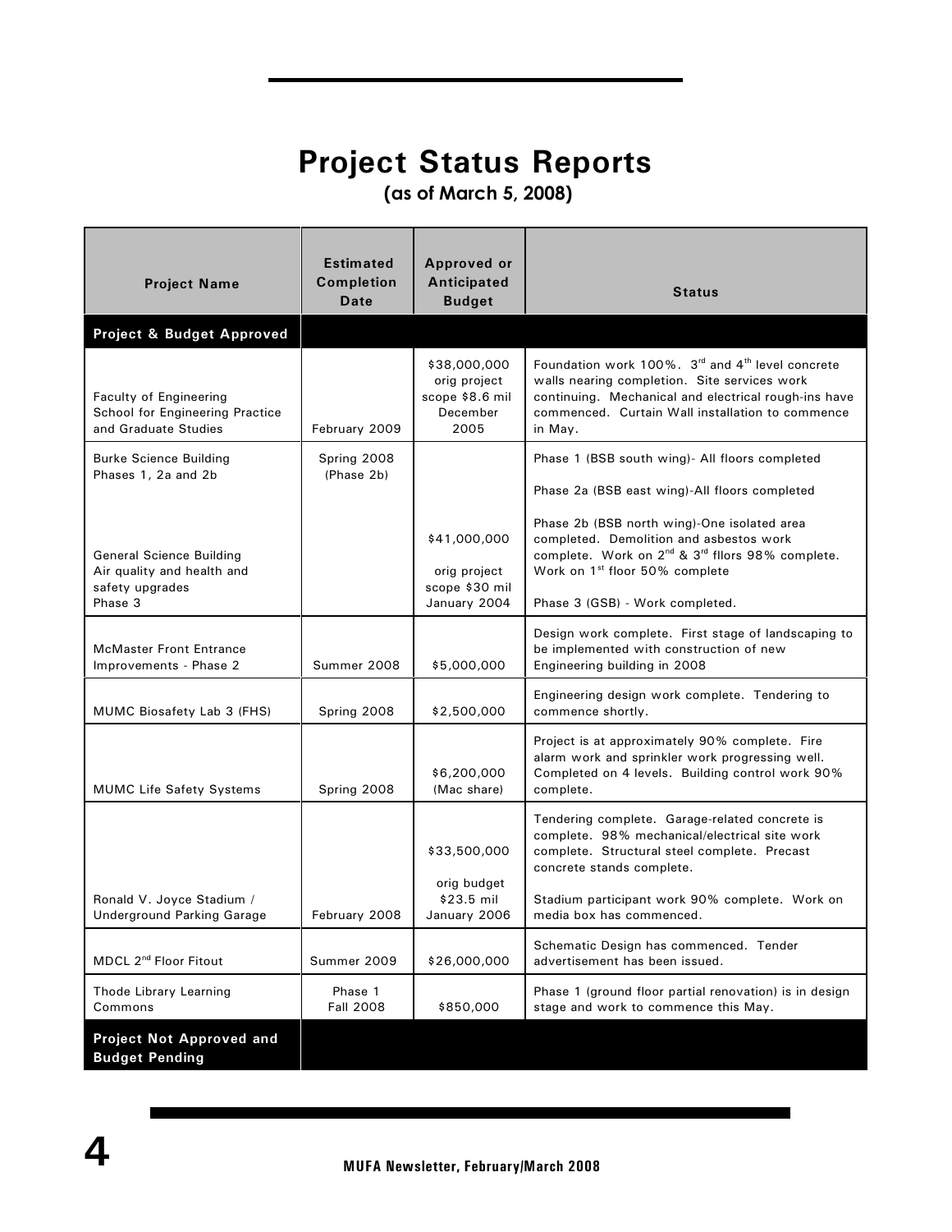# Project Status Reports

### (as of March 5, 2008)

| Project Name | Estimated Completion Date | Approved or Anticipated Budget | Status |
|---|---|---|---|
| **Project & Budget Approved** | | | |
| Faculty of Engineering School for Engineering Practice and Graduate Studies | February 2009 | $38,000,000 orig project scope $8.6 mil December 2005 | Foundation work 100%. 3rd and 4th level concrete walls nearing completion. Site services work continuing. Mechanical and electrical rough-ins have commenced. Curtain Wall installation to commence in May. |
| Burke Science Building Phases 1, 2a and 2b<br><br>General Science Building Air quality and health and safety upgrades Phase 3 | Spring 2008 (Phase 2b) | $41,000,000<br><br>orig project scope $30 mil January 2004 | Phase 1 (BSB south wing)- All floors completed<br><br>Phase 2a (BSB east wing)-All floors completed<br><br>Phase 2b (BSB north wing)-One isolated area completed. Demolition and asbestos work complete. Work on 2nd & 3rd fllors 98% complete. Work on 1st floor 50% complete<br><br>Phase 3 (GSB) - Work completed. |
| McMaster Front Entrance Improvements - Phase 2 | Summer 2008 | $5,000,000 | Design work complete. First stage of landscaping to be implemented with construction of new Engineering building in 2008 |
| MUMC Biosafety Lab 3 (FHS) | Spring 2008 | $2,500,000 | Engineering design work complete. Tendering to commence shortly. |
| MUMC Life Safety Systems | Spring 2008 | $6,200,000 (Mac share) | Project is at approximately 90% complete. Fire alarm work and sprinkler work progressing well. Completed on 4 levels. Building control work 90% complete. |
| Ronald V. Joyce Stadium / Underground Parking Garage | February 2008 | $33,500,000<br><br>orig budget $23.5 mil January 2006 | Tendering complete. Garage-related concrete is complete. 98% mechanical/electrical site work complete. Structural steel complete. Precast concrete stands complete.<br><br>Stadium participant work 90% complete. Work on media box has commenced. |
| MDCL 2nd Floor Fitout | Summer 2009 | $26,000,000 | Schematic Design has commenced. Tender advertisement has been issued. |
| Thode Library Learning Commons | Phase 1 Fall 2008 | $850,000 | Phase 1 (ground floor partial renovation) is in design stage and work to commence this May. |
| **Project Not Approved and Budget Pending** | | | |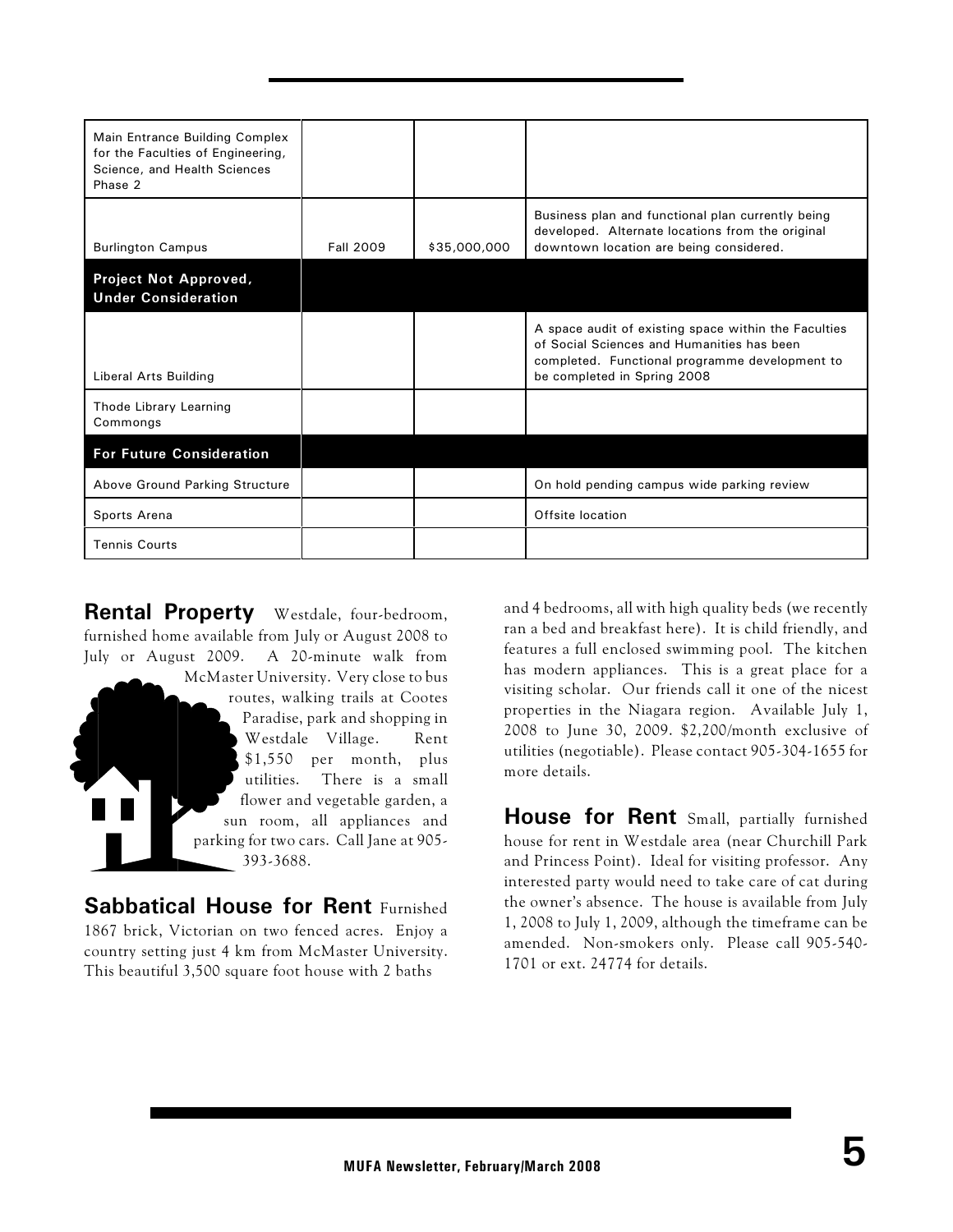| | | | |
|---|---|---|---|
| Main Entrance Building Complex for the Faculties of Engineering, Science, and Health Sciences Phase 2 | | | |
| Burlington Campus | Fall 2009 | $35,000,000 | Business plan and functional plan currently being developed. Alternate locations from the original downtown location are being considered. |
| **Project Not Approved, Under Consideration** | | | |
| Liberal Arts Building | | | A space audit of existing space within the Faculties of Social Sciences and Humanities has been completed. Functional programme development to be completed in Spring 2008 |
| Thode Library Learning Commongs | | | |
| **For Future Consideration** | | | |
| Above Ground Parking Structure | | | On hold pending campus wide parking review |
| Sports Arena | | | Offsite location |
| Tennis Courts | | | |

**Rental Property** Westdale, four-bedroom, furnished home available from July or August 2008 to July or August 2009. A 20-minute walk from McMaster University. Very close to bus routes, walking trails at Cootes Paradise, park and shopping in Westdale Village. Rent $1,550 per month, plus utilities. There is a small flower and vegetable garden, a sun room, all appliances and parking for two cars. Call Jane at 905-393-3688.

**Sabbatical House for Rent** Furnished 1867 brick, Victorian on two fenced acres. Enjoy a country setting just 4 km from McMaster University. This beautiful 3,500 square foot house with 2 baths and 4 bedrooms, all with high quality beds (we recently ran a bed and breakfast here). It is child friendly, and features a full enclosed swimming pool. The kitchen has modern appliances. This is a great place for a visiting scholar. Our friends call it one of the nicest properties in the Niagara region. Available July 1, 2008 to June 30, 2009. $2,200/month exclusive of utilities (negotiable). Please contact 905-304-1655 for more details.

**House for Rent** Small, partially furnished house for rent in Westdale area (near Churchill Park and Princess Point). Ideal for visiting professor. Any interested party would need to take care of cat during the owner's absence. The house is available from July 1, 2008 to July 1, 2009, although the timeframe can be amended. Non-smokers only. Please call 905-540-1701 or ext. 24774 for details.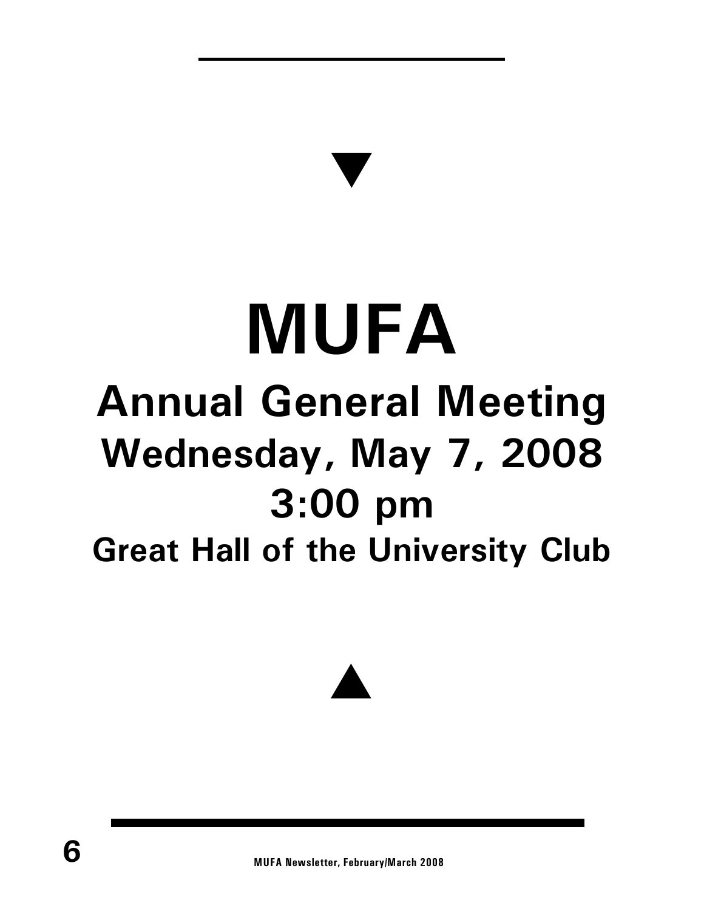# MUFA

## Annual General Meeting

## Wednesday, May 7, 2008

## 3:00 pm

### Great Hall of the University Club